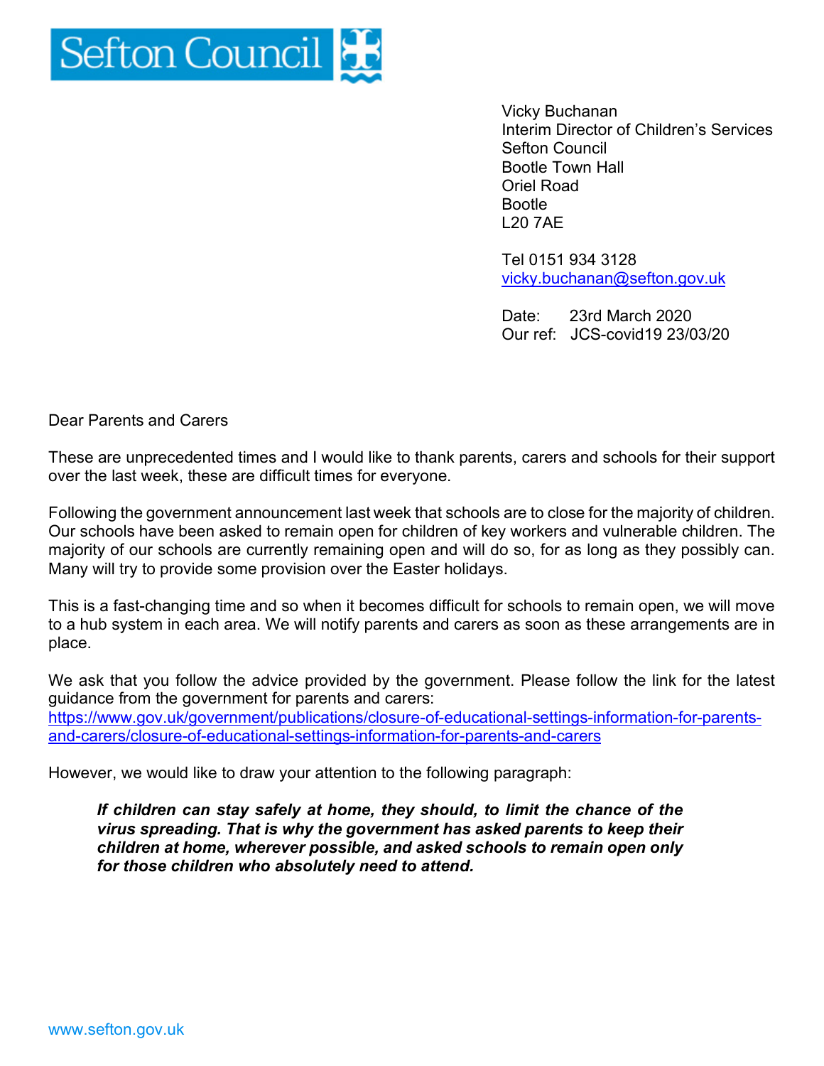Sefton Council

Vicky Buchanan
Interim Director of Children's Services
Sefton Council
Bootle Town Hall
Oriel Road
Bootle
L20 7AE

Tel 0151 934 3128
vicky.buchanan@sefton.gov.uk

Date: 23rd March 2020
Our ref: JCS-covid19 23/03/20

Dear Parents and Carers

These are unprecedented times and I would like to thank parents, carers and schools for their support over the last week, these are difficult times for everyone.

Following the government announcement last week that schools are to close for the majority of children. Our schools have been asked to remain open for children of key workers and vulnerable children. The majority of our schools are currently remaining open and will do so, for as long as they possibly can. Many will try to provide some provision over the Easter holidays.

This is a fast-changing time and so when it becomes difficult for schools to remain open, we will move to a hub system in each area. We will notify parents and carers as soon as these arrangements are in place.

We ask that you follow the advice provided by the government. Please follow the link for the latest guidance from the government for parents and carers:
https://www.gov.uk/government/publications/closure-of-educational-settings-information-for-parents-and-carers/closure-of-educational-settings-information-for-parents-and-carers

However, we would like to draw your attention to the following paragraph:

> ***If children can stay safely at home, they should, to limit the chance of the virus spreading. That is why the government has asked parents to keep their children at home, wherever possible, and asked schools to remain open only for those children who absolutely need to attend.***

www.sefton.gov.uk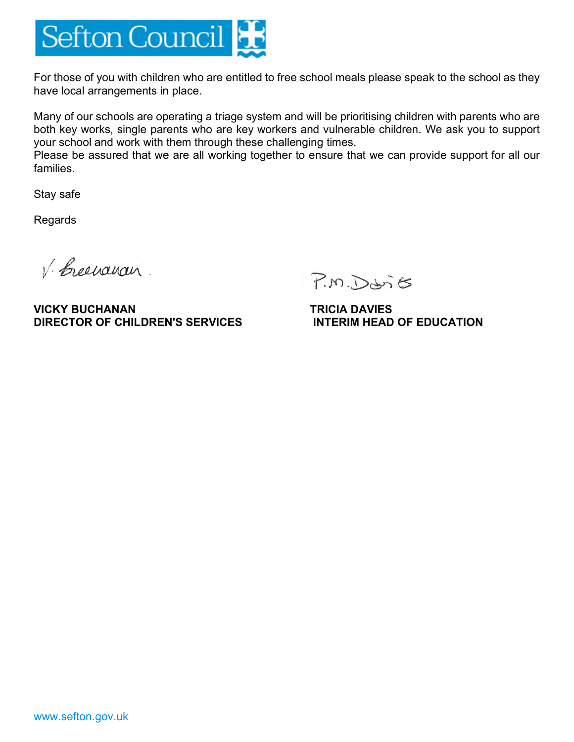For those of you with children who are entitled to free school meals please speak to the school as they have local arrangements in place.

Many of our schools are operating a triage system and will be prioritising children with parents who are both key works, single parents who are key workers and vulnerable children. We ask you to support your school and work with them through these challenging times.
Please be assured that we are all working together to ensure that we can provide support for all our families.

Stay safe

Regards

| | |
|---|---|
| **VICKY BUCHANAN** | **TRICIA DAVIES** |
| **DIRECTOR OF CHILDREN'S SERVICES** | **INTERIM HEAD OF EDUCATION** |

www.sefton.gov.uk